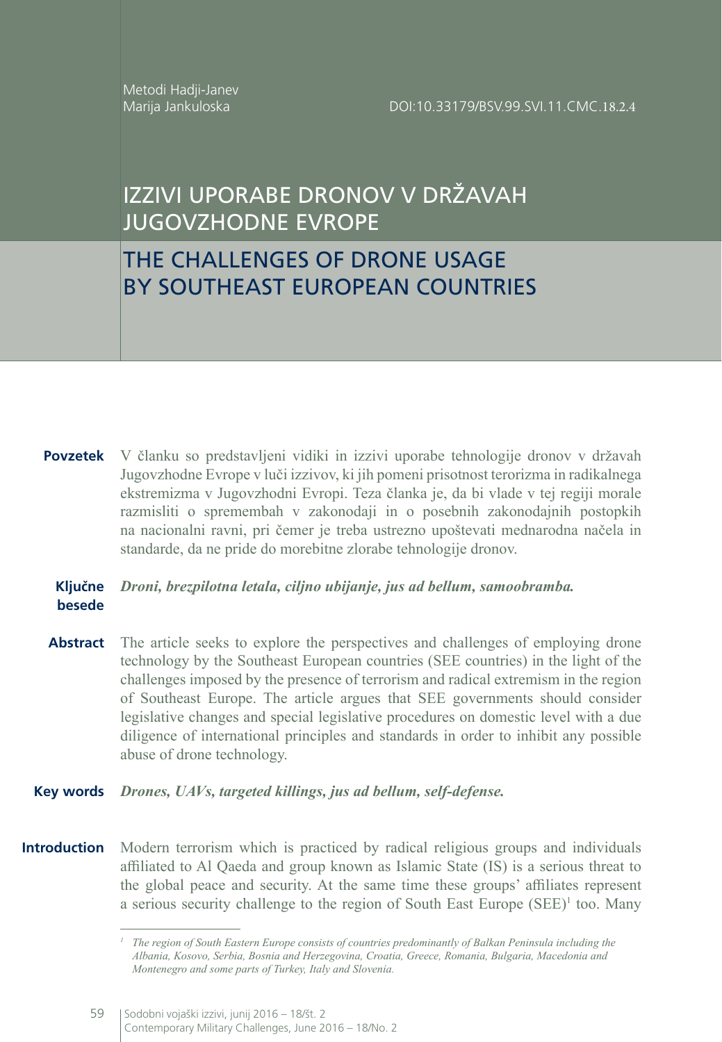Metodi Hadji-Janev
Marija Jankuloska

DOI:10.33179/BSV.99.SVI.11.CMC.18.2.4

# IZZIVI UPORABE DRONOV V DRŽAVAH JUGOVZHODNE EVROPE

# THE CHALLENGES OF DRONE USAGE BY SOUTHEAST EUROPEAN COUNTRIES

**Povzetek** V članku so predstavljeni vidiki in izzivi uporabe tehnologije dronov v državah Jugovzhodne Evrope v luči izzivov, ki jih pomeni prisotnost terorizma in radikalnega ekstremizma v Jugovzhodni Evropi. Teza članka je, da bi vlade v tej regiji morale razmisliti o spremembah v zakonodaji in o posebnih zakonodajnih postopkih na nacionalni ravni, pri čemer je treba ustrezno upoštevati mednarodna načela in standarde, da ne pride do morebitne zlorabe tehnologije dronov.

**Ključne besede** ***Droni, brezpilotna letala, ciljno ubijanje, jus ad bellum, samoobramba.***

**Abstract** The article seeks to explore the perspectives and challenges of employing drone technology by the Southeast European countries (SEE countries) in the light of the challenges imposed by the presence of terrorism and radical extremism in the region of Southeast Europe. The article argues that SEE governments should consider legislative changes and special legislative procedures on domestic level with a due diligence of international principles and standards in order to inhibit any possible abuse of drone technology.

**Key words** ***Drones, UAVs, targeted killings, jus ad bellum, self-defense.***

## Introduction

Modern terrorism which is practiced by radical religious groups and individuals affiliated to Al Qaeda and group known as Islamic State (IS) is a serious threat to the global peace and security. At the same time these groups' affiliates represent a serious security challenge to the region of South East Europe (SEE)[1] too. Many

---

[1] *The region of South Eastern Europe consists of countries predominantly of Balkan Peninsula including the Albania, Kosovo, Serbia, Bosnia and Herzegovina, Croatia, Greece, Romania, Bulgaria, Macedonia and Montenegro and some parts of Turkey, Italy and Slovenia.*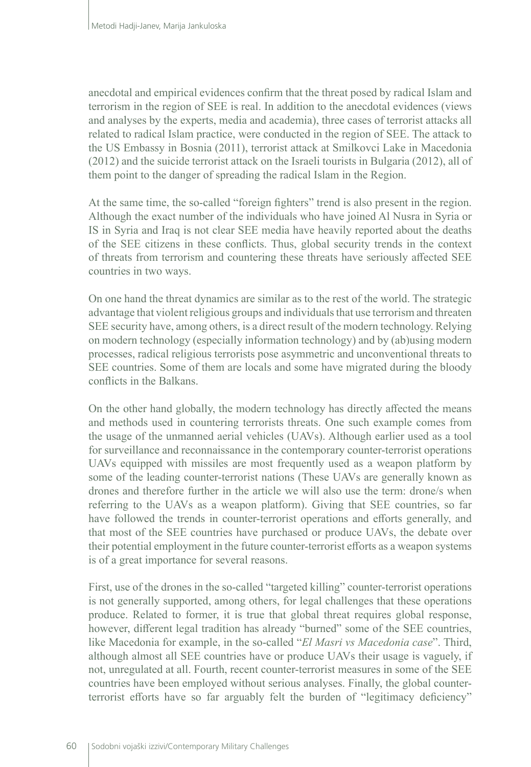anecdotal and empirical evidences confirm that the threat posed by radical Islam and terrorism in the region of SEE is real. In addition to the anecdotal evidences (views and analyses by the experts, media and academia), three cases of terrorist attacks all related to radical Islam practice, were conducted in the region of SEE. The attack to the US Embassy in Bosnia (2011), terrorist attack at Smilkovci Lake in Macedonia (2012) and the suicide terrorist attack on the Israeli tourists in Bulgaria (2012), all of them point to the danger of spreading the radical Islam in the Region.

At the same time, the so-called "foreign fighters" trend is also present in the region. Although the exact number of the individuals who have joined Al Nusra in Syria or IS in Syria and Iraq is not clear SEE media have heavily reported about the deaths of the SEE citizens in these conflicts. Thus, global security trends in the context of threats from terrorism and countering these threats have seriously affected SEE countries in two ways.

On one hand the threat dynamics are similar as to the rest of the world. The strategic advantage that violent religious groups and individuals that use terrorism and threaten SEE security have, among others, is a direct result of the modern technology. Relying on modern technology (especially information technology) and by (ab)using modern processes, radical religious terrorists pose asymmetric and unconventional threats to SEE countries. Some of them are locals and some have migrated during the bloody conflicts in the Balkans.

On the other hand globally, the modern technology has directly affected the means and methods used in countering terrorists threats. One such example comes from the usage of the unmanned aerial vehicles (UAVs). Although earlier used as a tool for surveillance and reconnaissance in the contemporary counter-terrorist operations UAVs equipped with missiles are most frequently used as a weapon platform by some of the leading counter-terrorist nations (These UAVs are generally known as drones and therefore further in the article we will also use the term: drone/s when referring to the UAVs as a weapon platform). Giving that SEE countries, so far have followed the trends in counter-terrorist operations and efforts generally, and that most of the SEE countries have purchased or produce UAVs, the debate over their potential employment in the future counter-terrorist efforts as a weapon systems is of a great importance for several reasons.

First, use of the drones in the so-called "targeted killing" counter-terrorist operations is not generally supported, among others, for legal challenges that these operations produce. Related to former, it is true that global threat requires global response, however, different legal tradition has already "burned" some of the SEE countries, like Macedonia for example, in the so-called "*El Masri vs Macedonia case*". Third, although almost all SEE countries have or produce UAVs their usage is vaguely, if not, unregulated at all. Fourth, recent counter-terrorist measures in some of the SEE countries have been employed without serious analyses. Finally, the global counter-terrorist efforts have so far arguably felt the burden of "legitimacy deficiency"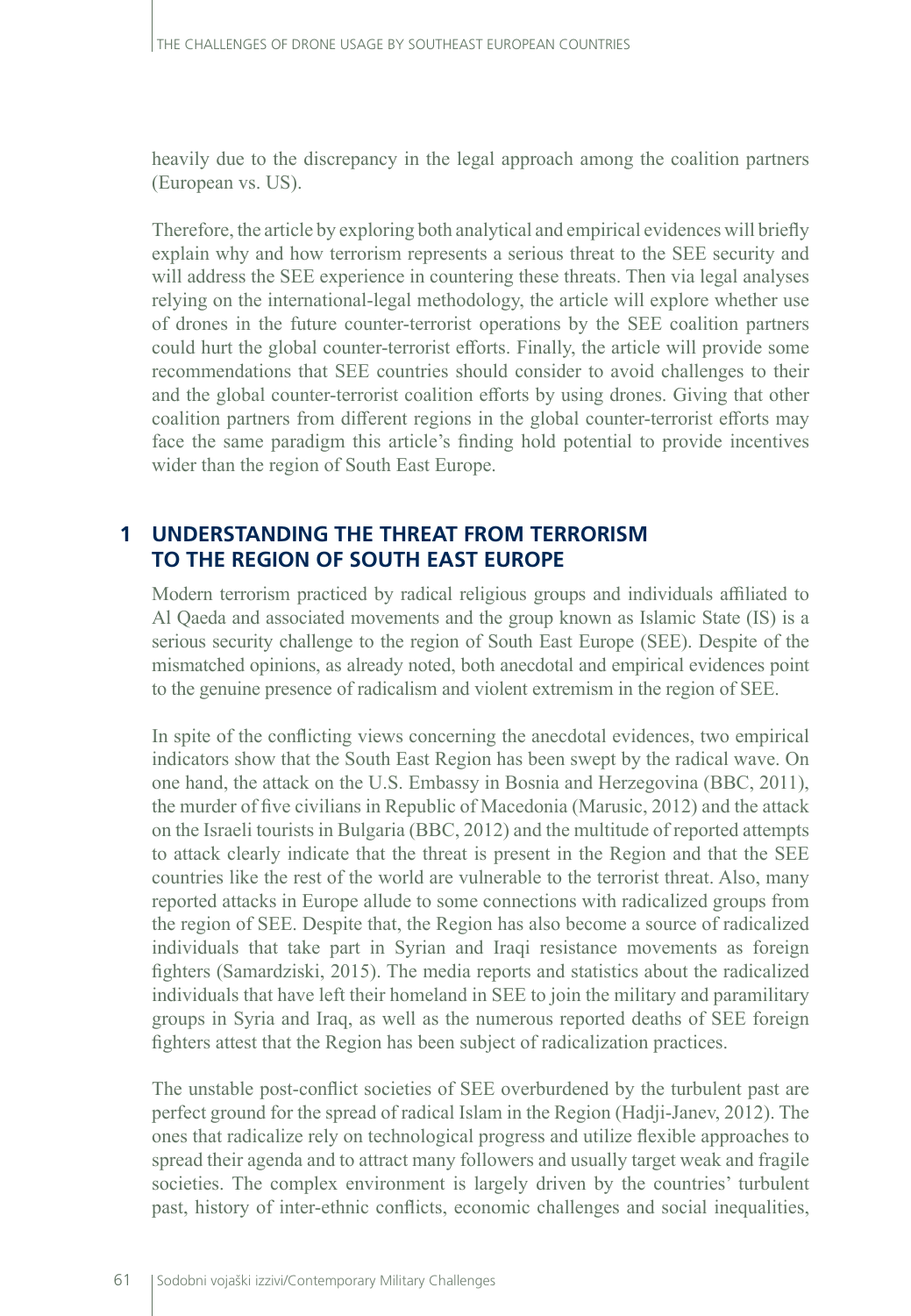heavily due to the discrepancy in the legal approach among the coalition partners (European vs. US).

Therefore, the article by exploring both analytical and empirical evidences will briefly explain why and how terrorism represents a serious threat to the SEE security and will address the SEE experience in countering these threats. Then via legal analyses relying on the international-legal methodology, the article will explore whether use of drones in the future counter-terrorist operations by the SEE coalition partners could hurt the global counter-terrorist efforts. Finally, the article will provide some recommendations that SEE countries should consider to avoid challenges to their and the global counter-terrorist coalition efforts by using drones. Giving that other coalition partners from different regions in the global counter-terrorist efforts may face the same paradigm this article's finding hold potential to provide incentives wider than the region of South East Europe.

## 1 UNDERSTANDING THE THREAT FROM TERRORISM TO THE REGION OF SOUTH EAST EUROPE

Modern terrorism practiced by radical religious groups and individuals affiliated to Al Qaeda and associated movements and the group known as Islamic State (IS) is a serious security challenge to the region of South East Europe (SEE). Despite of the mismatched opinions, as already noted, both anecdotal and empirical evidences point to the genuine presence of radicalism and violent extremism in the region of SEE.

In spite of the conflicting views concerning the anecdotal evidences, two empirical indicators show that the South East Region has been swept by the radical wave. On one hand, the attack on the U.S. Embassy in Bosnia and Herzegovina (BBC, 2011), the murder of five civilians in Republic of Macedonia (Marusic, 2012) and the attack on the Israeli tourists in Bulgaria (BBC, 2012) and the multitude of reported attempts to attack clearly indicate that the threat is present in the Region and that the SEE countries like the rest of the world are vulnerable to the terrorist threat. Also, many reported attacks in Europe allude to some connections with radicalized groups from the region of SEE. Despite that, the Region has also become a source of radicalized individuals that take part in Syrian and Iraqi resistance movements as foreign fighters (Samardziski, 2015). The media reports and statistics about the radicalized individuals that have left their homeland in SEE to join the military and paramilitary groups in Syria and Iraq, as well as the numerous reported deaths of SEE foreign fighters attest that the Region has been subject of radicalization practices.

The unstable post-conflict societies of SEE overburdened by the turbulent past are perfect ground for the spread of radical Islam in the Region (Hadji-Janev, 2012). The ones that radicalize rely on technological progress and utilize flexible approaches to spread their agenda and to attract many followers and usually target weak and fragile societies. The complex environment is largely driven by the countries' turbulent past, history of inter-ethnic conflicts, economic challenges and social inequalities,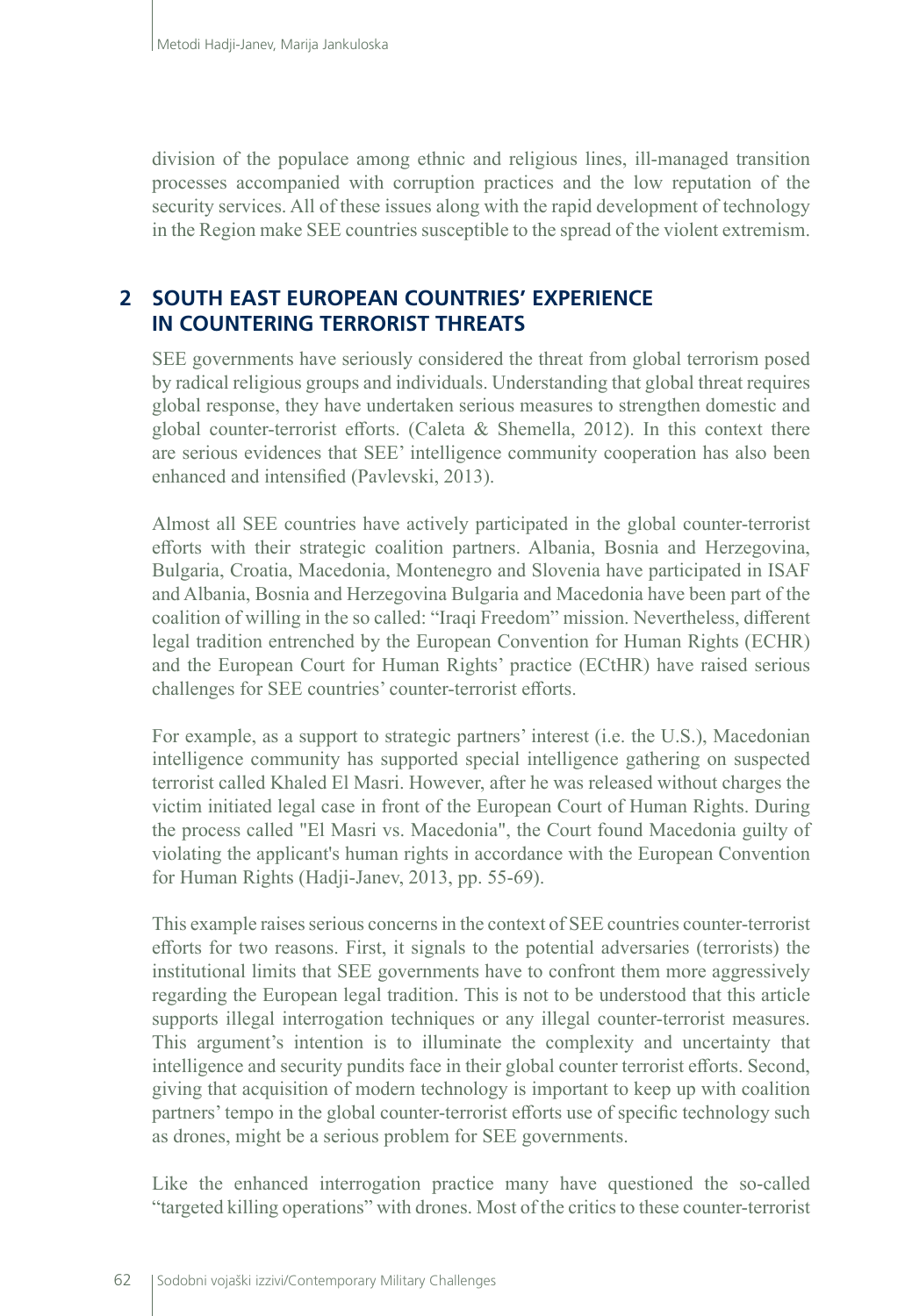division of the populace among ethnic and religious lines, ill-managed transition processes accompanied with corruption practices and the low reputation of the security services. All of these issues along with the rapid development of technology in the Region make SEE countries susceptible to the spread of the violent extremism.

## 2 SOUTH EAST EUROPEAN COUNTRIES' EXPERIENCE IN COUNTERING TERRORIST THREATS

SEE governments have seriously considered the threat from global terrorism posed by radical religious groups and individuals. Understanding that global threat requires global response, they have undertaken serious measures to strengthen domestic and global counter-terrorist efforts. (Caleta & Shemella, 2012). In this context there are serious evidences that SEE' intelligence community cooperation has also been enhanced and intensified (Pavlevski, 2013).

Almost all SEE countries have actively participated in the global counter-terrorist efforts with their strategic coalition partners. Albania, Bosnia and Herzegovina, Bulgaria, Croatia, Macedonia, Montenegro and Slovenia have participated in ISAF and Albania, Bosnia and Herzegovina Bulgaria and Macedonia have been part of the coalition of willing in the so called: "Iraqi Freedom" mission. Nevertheless, different legal tradition entrenched by the European Convention for Human Rights (ECHR) and the European Court for Human Rights' practice (ECtHR) have raised serious challenges for SEE countries' counter-terrorist efforts.

For example, as a support to strategic partners' interest (i.e. the U.S.), Macedonian intelligence community has supported special intelligence gathering on suspected terrorist called Khaled El Masri. However, after he was released without charges the victim initiated legal case in front of the European Court of Human Rights. During the process called "El Masri vs. Macedonia", the Court found Macedonia guilty of violating the applicant's human rights in accordance with the European Convention for Human Rights (Hadji-Janev, 2013, pp. 55-69).

This example raises serious concerns in the context of SEE countries counter-terrorist efforts for two reasons. First, it signals to the potential adversaries (terrorists) the institutional limits that SEE governments have to confront them more aggressively regarding the European legal tradition. This is not to be understood that this article supports illegal interrogation techniques or any illegal counter-terrorist measures. This argument's intention is to illuminate the complexity and uncertainty that intelligence and security pundits face in their global counter terrorist efforts. Second, giving that acquisition of modern technology is important to keep up with coalition partners' tempo in the global counter-terrorist efforts use of specific technology such as drones, might be a serious problem for SEE governments.

Like the enhanced interrogation practice many have questioned the so-called "targeted killing operations" with drones. Most of the critics to these counter-terrorist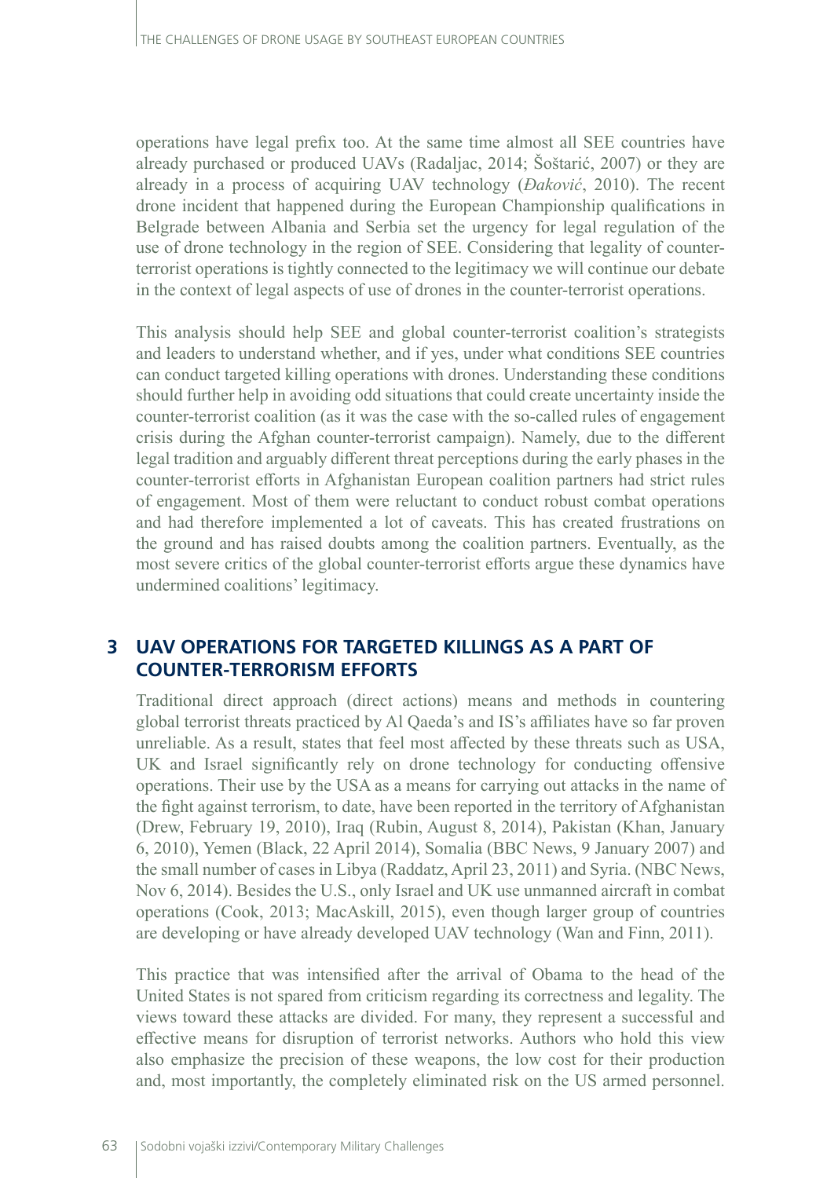operations have legal prefix too. At the same time almost all SEE countries have already purchased or produced UAVs (Radaljac, 2014; Šoštarić, 2007) or they are already in a process of acquiring UAV technology (*Đaković*, 2010). The recent drone incident that happened during the European Championship qualifications in Belgrade between Albania and Serbia set the urgency for legal regulation of the use of drone technology in the region of SEE. Considering that legality of counter-terrorist operations is tightly connected to the legitimacy we will continue our debate in the context of legal aspects of use of drones in the counter-terrorist operations.

This analysis should help SEE and global counter-terrorist coalition's strategists and leaders to understand whether, and if yes, under what conditions SEE countries can conduct targeted killing operations with drones. Understanding these conditions should further help in avoiding odd situations that could create uncertainty inside the counter-terrorist coalition (as it was the case with the so-called rules of engagement crisis during the Afghan counter-terrorist campaign). Namely, due to the different legal tradition and arguably different threat perceptions during the early phases in the counter-terrorist efforts in Afghanistan European coalition partners had strict rules of engagement. Most of them were reluctant to conduct robust combat operations and had therefore implemented a lot of caveats. This has created frustrations on the ground and has raised doubts among the coalition partners. Eventually, as the most severe critics of the global counter-terrorist efforts argue these dynamics have undermined coalitions' legitimacy.

## 3 UAV OPERATIONS FOR TARGETED KILLINGS AS A PART OF COUNTER-TERRORISM EFFORTS

Traditional direct approach (direct actions) means and methods in countering global terrorist threats practiced by Al Qaeda's and IS's affiliates have so far proven unreliable. As a result, states that feel most affected by these threats such as USA, UK and Israel significantly rely on drone technology for conducting offensive operations. Their use by the USA as a means for carrying out attacks in the name of the fight against terrorism, to date, have been reported in the territory of Afghanistan (Drew, February 19, 2010), Iraq (Rubin, August 8, 2014), Pakistan (Khan, January 6, 2010), Yemen (Black, 22 April 2014), Somalia (BBC News, 9 January 2007) and the small number of cases in Libya (Raddatz, April 23, 2011) and Syria. (NBC News, Nov 6, 2014). Besides the U.S., only Israel and UK use unmanned aircraft in combat operations (Cook, 2013; MacAskill, 2015), even though larger group of countries are developing or have already developed UAV technology (Wan and Finn, 2011).

This practice that was intensified after the arrival of Obama to the head of the United States is not spared from criticism regarding its correctness and legality. The views toward these attacks are divided. For many, they represent a successful and effective means for disruption of terrorist networks. Authors who hold this view also emphasize the precision of these weapons, the low cost for their production and, most importantly, the completely eliminated risk on the US armed personnel.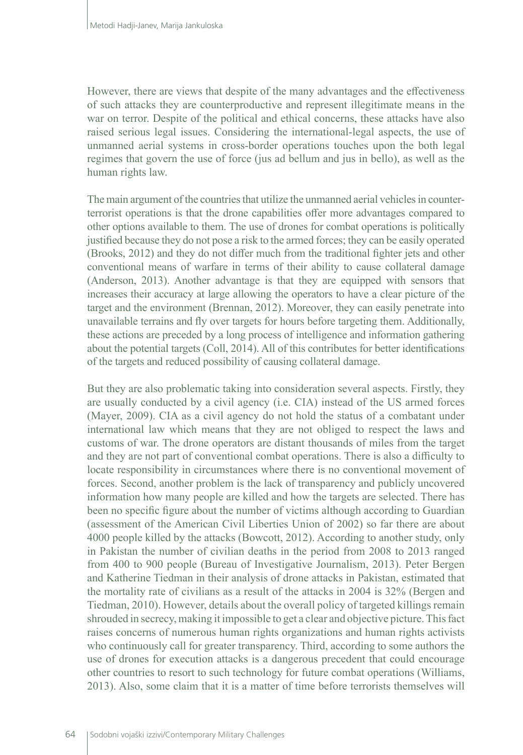However, there are views that despite of the many advantages and the effectiveness of such attacks they are counterproductive and represent illegitimate means in the war on terror. Despite of the political and ethical concerns, these attacks have also raised serious legal issues. Considering the international-legal aspects, the use of unmanned aerial systems in cross-border operations touches upon the both legal regimes that govern the use of force (jus ad bellum and jus in bello), as well as the human rights law.

The main argument of the countries that utilize the unmanned aerial vehicles in counter-terrorist operations is that the drone capabilities offer more advantages compared to other options available to them. The use of drones for combat operations is politically justified because they do not pose a risk to the armed forces; they can be easily operated (Brooks, 2012) and they do not differ much from the traditional fighter jets and other conventional means of warfare in terms of their ability to cause collateral damage (Anderson, 2013). Another advantage is that they are equipped with sensors that increases their accuracy at large allowing the operators to have a clear picture of the target and the environment (Brennan, 2012). Moreover, they can easily penetrate into unavailable terrains and fly over targets for hours before targeting them. Additionally, these actions are preceded by a long process of intelligence and information gathering about the potential targets (Coll, 2014). All of this contributes for better identifications of the targets and reduced possibility of causing collateral damage.

But they are also problematic taking into consideration several aspects. Firstly, they are usually conducted by a civil agency (i.e. CIA) instead of the US armed forces (Mayer, 2009). CIA as a civil agency do not hold the status of a combatant under international law which means that they are not obliged to respect the laws and customs of war. The drone operators are distant thousands of miles from the target and they are not part of conventional combat operations. There is also a difficulty to locate responsibility in circumstances where there is no conventional movement of forces. Second, another problem is the lack of transparency and publicly uncovered information how many people are killed and how the targets are selected. There has been no specific figure about the number of victims although according to Guardian (assessment of the American Civil Liberties Union of 2002) so far there are about 4000 people killed by the attacks (Bowcott, 2012). According to another study, only in Pakistan the number of civilian deaths in the period from 2008 to 2013 ranged from 400 to 900 people (Bureau of Investigative Journalism, 2013). Peter Bergen and Katherine Tiedman in their analysis of drone attacks in Pakistan, estimated that the mortality rate of civilians as a result of the attacks in 2004 is 32% (Bergen and Tiedman, 2010). However, details about the overall policy of targeted killings remain shrouded in secrecy, making it impossible to get a clear and objective picture. This fact raises concerns of numerous human rights organizations and human rights activists who continuously call for greater transparency. Third, according to some authors the use of drones for execution attacks is a dangerous precedent that could encourage other countries to resort to such technology for future combat operations (Williams, 2013). Also, some claim that it is a matter of time before terrorists themselves will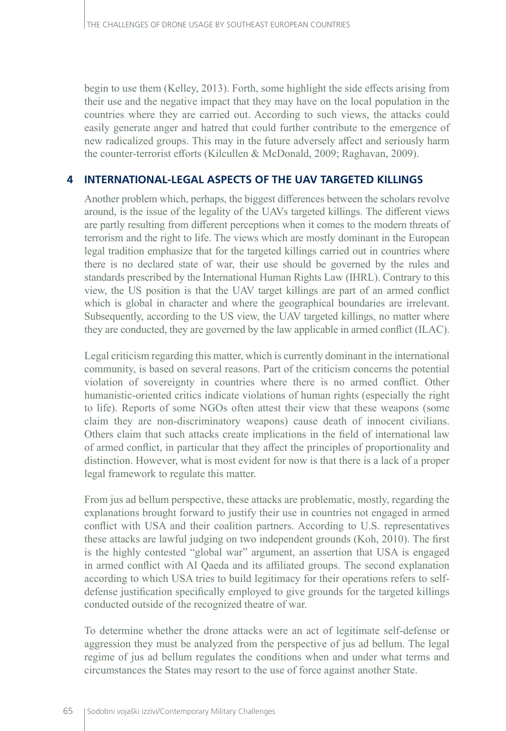begin to use them (Kelley, 2013). Forth, some highlight the side effects arising from their use and the negative impact that they may have on the local population in the countries where they are carried out. According to such views, the attacks could easily generate anger and hatred that could further contribute to the emergence of new radicalized groups. This may in the future adversely affect and seriously harm the counter-terrorist efforts (Kilcullen & McDonald, 2009; Raghavan, 2009).

## 4 INTERNATIONAL-LEGAL ASPECTS OF THE UAV TARGETED KILLINGS

Another problem which, perhaps, the biggest differences between the scholars revolve around, is the issue of the legality of the UAVs targeted killings. The different views are partly resulting from different perceptions when it comes to the modern threats of terrorism and the right to life. The views which are mostly dominant in the European legal tradition emphasize that for the targeted killings carried out in countries where there is no declared state of war, their use should be governed by the rules and standards prescribed by the International Human Rights Law (IHRL). Contrary to this view, the US position is that the UAV target killings are part of an armed conflict which is global in character and where the geographical boundaries are irrelevant. Subsequently, according to the US view, the UAV targeted killings, no matter where they are conducted, they are governed by the law applicable in armed conflict (ILAC).

Legal criticism regarding this matter, which is currently dominant in the international community, is based on several reasons. Part of the criticism concerns the potential violation of sovereignty in countries where there is no armed conflict. Other humanistic-oriented critics indicate violations of human rights (especially the right to life). Reports of some NGOs often attest their view that these weapons (some claim they are non-discriminatory weapons) cause death of innocent civilians. Others claim that such attacks create implications in the field of international law of armed conflict, in particular that they affect the principles of proportionality and distinction. However, what is most evident for now is that there is a lack of a proper legal framework to regulate this matter.

From jus ad bellum perspective, these attacks are problematic, mostly, regarding the explanations brought forward to justify their use in countries not engaged in armed conflict with USA and their coalition partners. According to U.S. representatives these attacks are lawful judging on two independent grounds (Koh, 2010). The first is the highly contested "global war" argument, an assertion that USA is engaged in armed conflict with Al Qaeda and its affiliated groups. The second explanation according to which USA tries to build legitimacy for their operations refers to self-defense justification specifically employed to give grounds for the targeted killings conducted outside of the recognized theatre of war.

To determine whether the drone attacks were an act of legitimate self-defense or aggression they must be analyzed from the perspective of jus ad bellum. The legal regime of jus ad bellum regulates the conditions when and under what terms and circumstances the States may resort to the use of force against another State.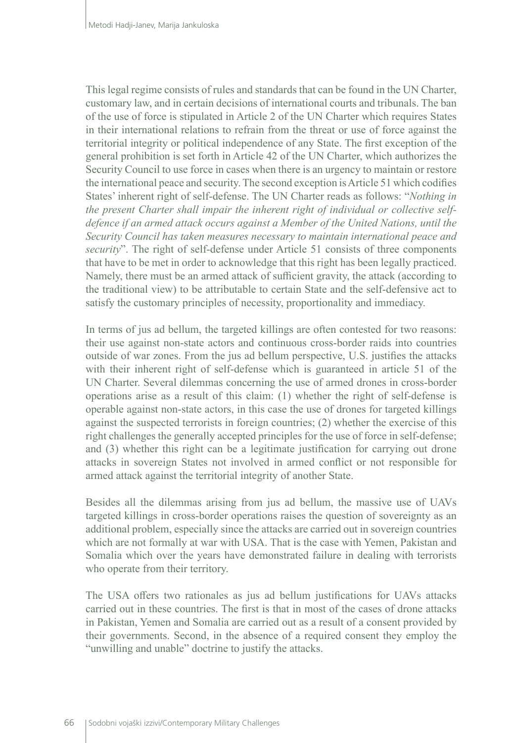This legal regime consists of rules and standards that can be found in the UN Charter, customary law, and in certain decisions of international courts and tribunals. The ban of the use of force is stipulated in Article 2 of the UN Charter which requires States in their international relations to refrain from the threat or use of force against the territorial integrity or political independence of any State. The first exception of the general prohibition is set forth in Article 42 of the UN Charter, which authorizes the Security Council to use force in cases when there is an urgency to maintain or restore the international peace and security. The second exception is Article 51 which codifies States' inherent right of self-defense. The UN Charter reads as follows: "*Nothing in the present Charter shall impair the inherent right of individual or collective self-defence if an armed attack occurs against a Member of the United Nations, until the Security Council has taken measures necessary to maintain international peace and security*". The right of self-defense under Article 51 consists of three components that have to be met in order to acknowledge that this right has been legally practiced. Namely, there must be an armed attack of sufficient gravity, the attack (according to the traditional view) to be attributable to certain State and the self-defensive act to satisfy the customary principles of necessity, proportionality and immediacy.

In terms of jus ad bellum, the targeted killings are often contested for two reasons: their use against non-state actors and continuous cross-border raids into countries outside of war zones. From the jus ad bellum perspective, U.S. justifies the attacks with their inherent right of self-defense which is guaranteed in article 51 of the UN Charter. Several dilemmas concerning the use of armed drones in cross-border operations arise as a result of this claim: (1) whether the right of self-defense is operable against non-state actors, in this case the use of drones for targeted killings against the suspected terrorists in foreign countries; (2) whether the exercise of this right challenges the generally accepted principles for the use of force in self-defense; and (3) whether this right can be a legitimate justification for carrying out drone attacks in sovereign States not involved in armed conflict or not responsible for armed attack against the territorial integrity of another State.

Besides all the dilemmas arising from jus ad bellum, the massive use of UAVs targeted killings in cross-border operations raises the question of sovereignty as an additional problem, especially since the attacks are carried out in sovereign countries which are not formally at war with USA. That is the case with Yemen, Pakistan and Somalia which over the years have demonstrated failure in dealing with terrorists who operate from their territory.

The USA offers two rationales as jus ad bellum justifications for UAVs attacks carried out in these countries. The first is that in most of the cases of drone attacks in Pakistan, Yemen and Somalia are carried out as a result of a consent provided by their governments. Second, in the absence of a required consent they employ the "unwilling and unable" doctrine to justify the attacks.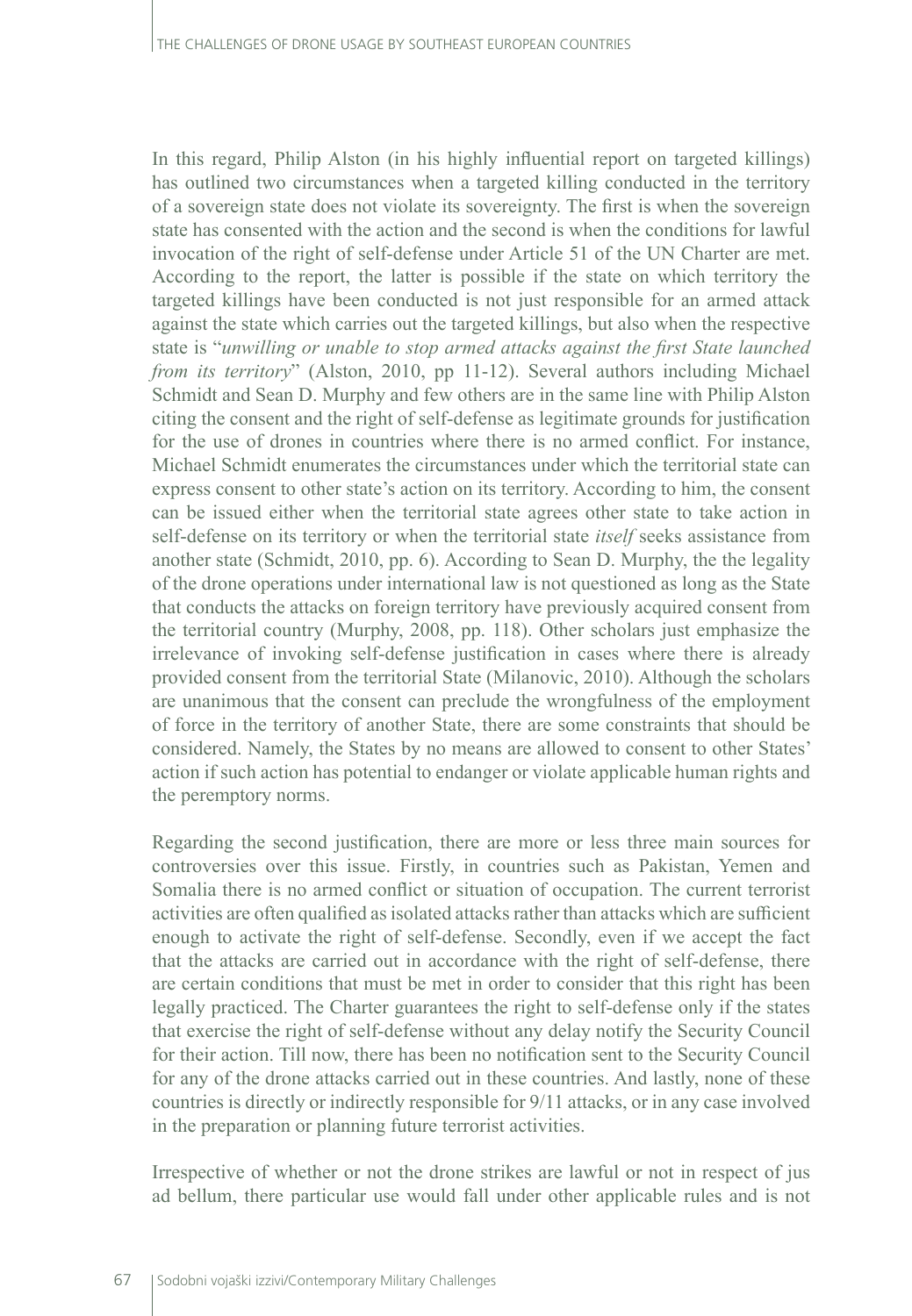In this regard, Philip Alston (in his highly influential report on targeted killings) has outlined two circumstances when a targeted killing conducted in the territory of a sovereign state does not violate its sovereignty. The first is when the sovereign state has consented with the action and the second is when the conditions for lawful invocation of the right of self-defense under Article 51 of the UN Charter are met. According to the report, the latter is possible if the state on which territory the targeted killings have been conducted is not just responsible for an armed attack against the state which carries out the targeted killings, but also when the respective state is "*unwilling or unable to stop armed attacks against the first State launched from its territory*" (Alston, 2010, pp 11-12). Several authors including Michael Schmidt and Sean D. Murphy and few others are in the same line with Philip Alston citing the consent and the right of self-defense as legitimate grounds for justification for the use of drones in countries where there is no armed conflict. For instance, Michael Schmidt enumerates the circumstances under which the territorial state can express consent to other state's action on its territory. According to him, the consent can be issued either when the territorial state agrees other state to take action in self-defense on its territory or when the territorial state *itself* seeks assistance from another state (Schmidt, 2010, pp. 6). According to Sean D. Murphy, the the legality of the drone operations under international law is not questioned as long as the State that conducts the attacks on foreign territory have previously acquired consent from the territorial country (Murphy, 2008, pp. 118). Other scholars just emphasize the irrelevance of invoking self-defense justification in cases where there is already provided consent from the territorial State (Milanovic, 2010). Although the scholars are unanimous that the consent can preclude the wrongfulness of the employment of force in the territory of another State, there are some constraints that should be considered. Namely, the States by no means are allowed to consent to other States' action if such action has potential to endanger or violate applicable human rights and the peremptory norms.

Regarding the second justification, there are more or less three main sources for controversies over this issue. Firstly, in countries such as Pakistan, Yemen and Somalia there is no armed conflict or situation of occupation. The current terrorist activities are often qualified as isolated attacks rather than attacks which are sufficient enough to activate the right of self-defense. Secondly, even if we accept the fact that the attacks are carried out in accordance with the right of self-defense, there are certain conditions that must be met in order to consider that this right has been legally practiced. The Charter guarantees the right to self-defense only if the states that exercise the right of self-defense without any delay notify the Security Council for their action. Till now, there has been no notification sent to the Security Council for any of the drone attacks carried out in these countries. And lastly, none of these countries is directly or indirectly responsible for 9/11 attacks, or in any case involved in the preparation or planning future terrorist activities.

Irrespective of whether or not the drone strikes are lawful or not in respect of jus ad bellum, there particular use would fall under other applicable rules and is not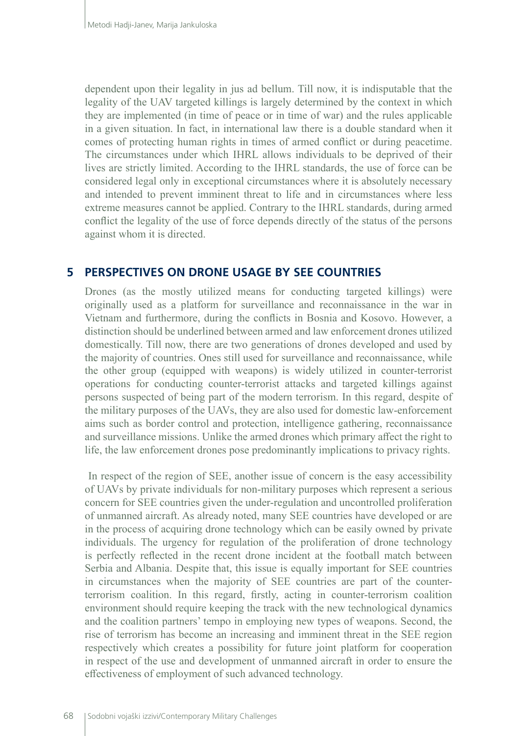dependent upon their legality in jus ad bellum. Till now, it is indisputable that the legality of the UAV targeted killings is largely determined by the context in which they are implemented (in time of peace or in time of war) and the rules applicable in a given situation. In fact, in international law there is a double standard when it comes of protecting human rights in times of armed conflict or during peacetime. The circumstances under which IHRL allows individuals to be deprived of their lives are strictly limited. According to the IHRL standards, the use of force can be considered legal only in exceptional circumstances where it is absolutely necessary and intended to prevent imminent threat to life and in circumstances where less extreme measures cannot be applied. Contrary to the IHRL standards, during armed conflict the legality of the use of force depends directly of the status of the persons against whom it is directed.

## 5 PERSPECTIVES ON DRONE USAGE BY SEE COUNTRIES

Drones (as the mostly utilized means for conducting targeted killings) were originally used as a platform for surveillance and reconnaissance in the war in Vietnam and furthermore, during the conflicts in Bosnia and Kosovo. However, a distinction should be underlined between armed and law enforcement drones utilized domestically. Till now, there are two generations of drones developed and used by the majority of countries. Ones still used for surveillance and reconnaissance, while the other group (equipped with weapons) is widely utilized in counter-terrorist operations for conducting counter-terrorist attacks and targeted killings against persons suspected of being part of the modern terrorism. In this regard, despite of the military purposes of the UAVs, they are also used for domestic law-enforcement aims such as border control and protection, intelligence gathering, reconnaissance and surveillance missions. Unlike the armed drones which primary affect the right to life, the law enforcement drones pose predominantly implications to privacy rights.

In respect of the region of SEE, another issue of concern is the easy accessibility of UAVs by private individuals for non-military purposes which represent a serious concern for SEE countries given the under-regulation and uncontrolled proliferation of unmanned aircraft. As already noted, many SEE countries have developed or are in the process of acquiring drone technology which can be easily owned by private individuals. The urgency for regulation of the proliferation of drone technology is perfectly reflected in the recent drone incident at the football match between Serbia and Albania. Despite that, this issue is equally important for SEE countries in circumstances when the majority of SEE countries are part of the counter-terrorism coalition. In this regard, firstly, acting in counter-terrorism coalition environment should require keeping the track with the new technological dynamics and the coalition partners' tempo in employing new types of weapons. Second, the rise of terrorism has become an increasing and imminent threat in the SEE region respectively which creates a possibility for future joint platform for cooperation in respect of the use and development of unmanned aircraft in order to ensure the effectiveness of employment of such advanced technology.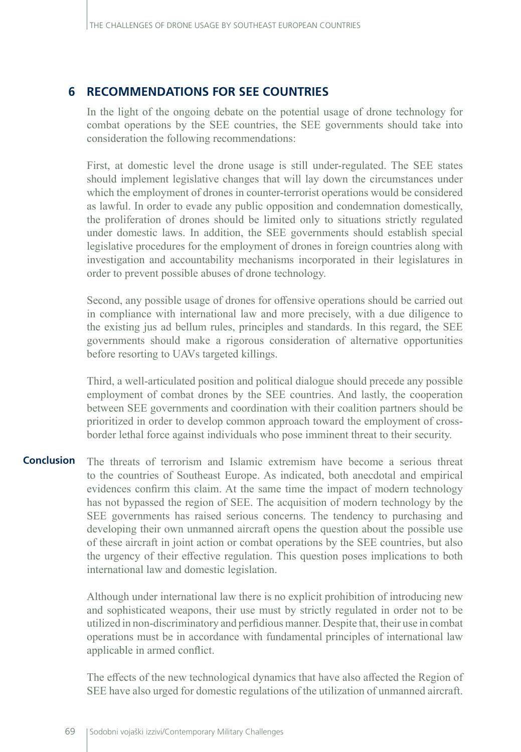## 6 RECOMMENDATIONS FOR SEE COUNTRIES

In the light of the ongoing debate on the potential usage of drone technology for combat operations by the SEE countries, the SEE governments should take into consideration the following recommendations:

First, at domestic level the drone usage is still under-regulated. The SEE states should implement legislative changes that will lay down the circumstances under which the employment of drones in counter-terrorist operations would be considered as lawful. In order to evade any public opposition and condemnation domestically, the proliferation of drones should be limited only to situations strictly regulated under domestic laws. In addition, the SEE governments should establish special legislative procedures for the employment of drones in foreign countries along with investigation and accountability mechanisms incorporated in their legislatures in order to prevent possible abuses of drone technology.

Second, any possible usage of drones for offensive operations should be carried out in compliance with international law and more precisely, with a due diligence to the existing jus ad bellum rules, principles and standards. In this regard, the SEE governments should make a rigorous consideration of alternative opportunities before resorting to UAVs targeted killings.

Third, a well-articulated position and political dialogue should precede any possible employment of combat drones by the SEE countries. And lastly, the cooperation between SEE governments and coordination with their coalition partners should be prioritized in order to develop common approach toward the employment of cross-border lethal force against individuals who pose imminent threat to their security.

## Conclusion

The threats of terrorism and Islamic extremism have become a serious threat to the countries of Southeast Europe. As indicated, both anecdotal and empirical evidences confirm this claim. At the same time the impact of modern technology has not bypassed the region of SEE. The acquisition of modern technology by the SEE governments has raised serious concerns. The tendency to purchasing and developing their own unmanned aircraft opens the question about the possible use of these aircraft in joint action or combat operations by the SEE countries, but also the urgency of their effective regulation. This question poses implications to both international law and domestic legislation.

Although under international law there is no explicit prohibition of introducing new and sophisticated weapons, their use must by strictly regulated in order not to be utilized in non-discriminatory and perfidious manner. Despite that, their use in combat operations must be in accordance with fundamental principles of international law applicable in armed conflict.

The effects of the new technological dynamics that have also affected the Region of SEE have also urged for domestic regulations of the utilization of unmanned aircraft.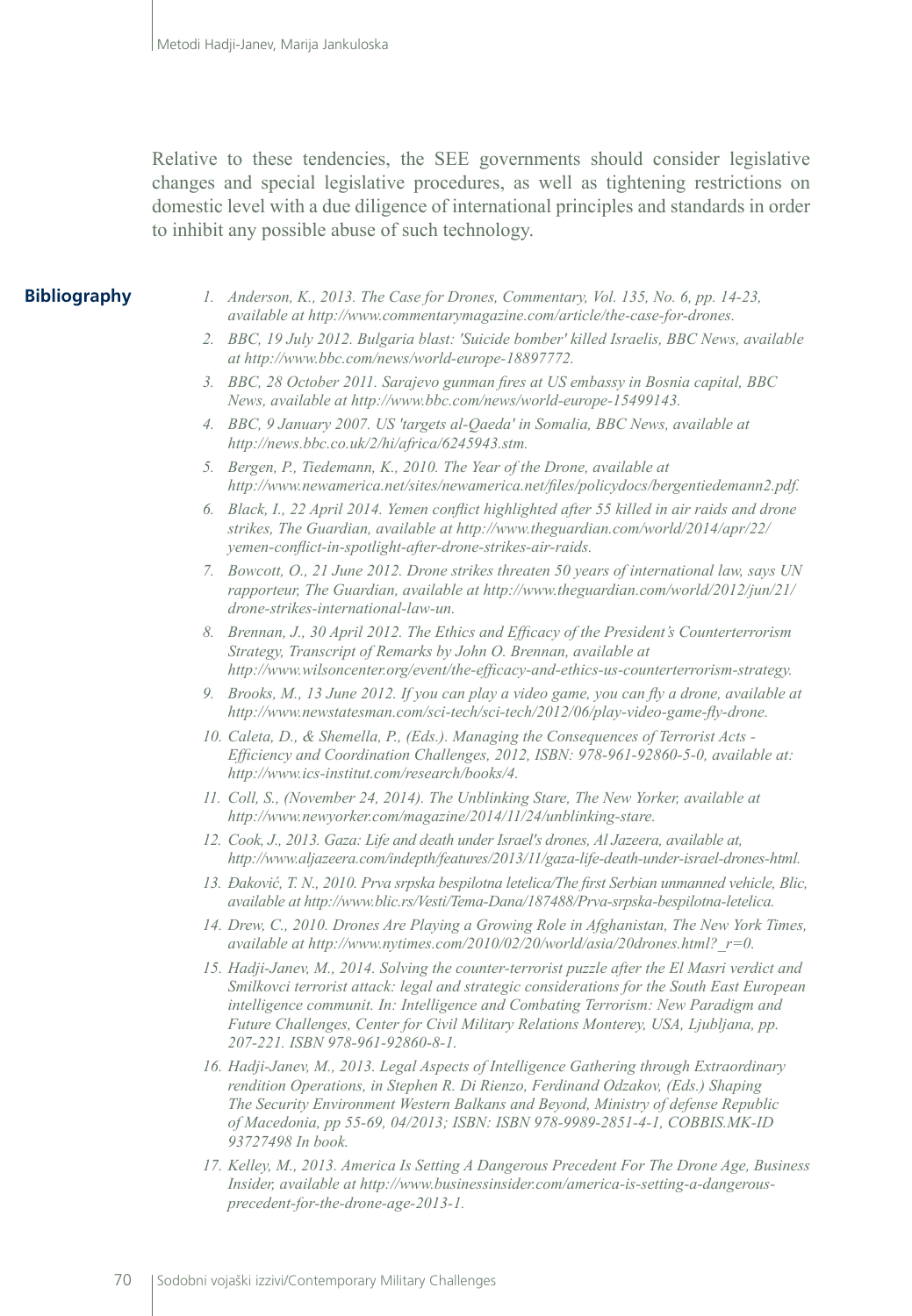Relative to these tendencies, the SEE governments should consider legislative changes and special legislative procedures, as well as tightening restrictions on domestic level with a due diligence of international principles and standards in order to inhibit any possible abuse of such technology.

## Bibliography

1. *Anderson, K., 2013. The Case for Drones, Commentary, Vol. 135, No. 6, pp. 14-23, available at http://www.commentarymagazine.com/article/the-case-for-drones.*
2. *BBC, 19 July 2012. Bulgaria blast: 'Suicide bomber' killed Israelis, BBC News, available at http://www.bbc.com/news/world-europe-18897772.*
3. *BBC, 28 October 2011. Sarajevo gunman fires at US embassy in Bosnia capital, BBC News, available at http://www.bbc.com/news/world-europe-15499143.*
4. *BBC, 9 January 2007. US 'targets al-Qaeda' in Somalia, BBC News, available at http://news.bbc.co.uk/2/hi/africa/6245943.stm.*
5. *Bergen, P., Tiedemann, K., 2010. The Year of the Drone, available at http://www.newamerica.net/sites/newamerica.net/files/policydocs/bergentiedemann2.pdf.*
6. *Black, I., 22 April 2014. Yemen conflict highlighted after 55 killed in air raids and drone strikes, The Guardian, available at http://www.theguardian.com/world/2014/apr/22/yemen-conflict-in-spotlight-after-drone-strikes-air-raids.*
7. *Bowcott, O., 21 June 2012. Drone strikes threaten 50 years of international law, says UN rapporteur, The Guardian, available at http://www.theguardian.com/world/2012/jun/21/drone-strikes-international-law-un.*
8. *Brennan, J., 30 April 2012. The Ethics and Efficacy of the President's Counterterrorism Strategy, Transcript of Remarks by John O. Brennan, available at http://www.wilsoncenter.org/event/the-efficacy-and-ethics-us-counterterrorism-strategy.*
9. *Brooks, M., 13 June 2012. If you can play a video game, you can fly a drone, available at http://www.newstatesman.com/sci-tech/sci-tech/2012/06/play-video-game-fly-drone.*
10. *Caleta, D., & Shemella, P., (Eds.). Managing the Consequences of Terrorist Acts - Efficiency and Coordination Challenges, 2012, ISBN: 978-961-92860-5-0, available at: http://www.ics-institut.com/research/books/4.*
11. *Coll, S., (November 24, 2014). The Unblinking Stare, The New Yorker, available at http://www.newyorker.com/magazine/2014/11/24/unblinking-stare.*
12. *Cook, J., 2013. Gaza: Life and death under Israel's drones, Al Jazeera, available at, http://www.aljazeera.com/indepth/features/2013/11/gaza-life-death-under-israel-drones-html.*
13. *Đaković, T. N., 2010. Prva srpska bespilotna letelica/The first Serbian unmanned vehicle, Blic, available at http://www.blic.rs/Vesti/Tema-Dana/187488/Prva-srpska-bespilotna-letelica.*
14. *Drew, C., 2010. Drones Are Playing a Growing Role in Afghanistan, The New York Times, available at http://www.nytimes.com/2010/02/20/world/asia/20drones.html?_r=0.*
15. *Hadji-Janev, M., 2014. Solving the counter-terrorist puzzle after the El Masri verdict and Smilkovci terrorist attack: legal and strategic considerations for the South East European intelligence communit. In: Intelligence and Combating Terrorism: New Paradigm and Future Challenges, Center for Civil Military Relations Monterey, USA, Ljubljana, pp. 207-221. ISBN 978-961-92860-8-1.*
16. *Hadji-Janev, M., 2013. Legal Aspects of Intelligence Gathering through Extraordinary rendition Operations, in Stephen R. Di Rienzo, Ferdinand Odzakov, (Eds.) Shaping The Security Environment Western Balkans and Beyond, Ministry of defense Republic of Macedonia, pp 55-69, 04/2013; ISBN: ISBN 978-9989-2851-4-1, COBBIS.MK-ID 93727498 In book.*
17. *Kelley, M., 2013. America Is Setting A Dangerous Precedent For The Drone Age, Business Insider, available at http://www.businessinsider.com/america-is-setting-a-dangerous-precedent-for-the-drone-age-2013-1.*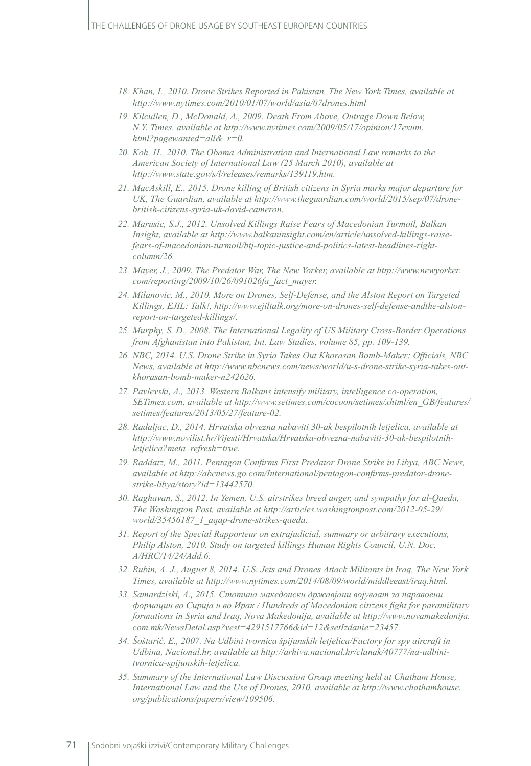18. *Khan, I., 2010. Drone Strikes Reported in Pakistan, The New York Times, available at http://www.nytimes.com/2010/01/07/world/asia/07drones.html*
19. *Kilcullen, D., McDonald, A., 2009. Death From Above, Outrage Down Below, N.Y. Times, available at http://www.nytimes.com/2009/05/17/opinion/17exum.html?pagewanted=all&_r=0.*
20. *Koh, H., 2010. The Obama Administration and International Law remarks to the American Society of International Law (25 March 2010), available at http://www.state.gov/s/l/releases/remarks/139119.htm.*
21. *MacAskill, E., 2015. Drone killing of British citizens in Syria marks major departure for UK, The Guardian, available at http://www.theguardian.com/world/2015/sep/07/drone-british-citizens-syria-uk-david-cameron.*
22. *Marusic, S.J., 2012. Unsolved Killings Raise Fears of Macedonian Turmoil, Balkan Insight, available at http://www.balkaninsight.com/en/article/unsolved-killings-raise-fears-of-macedonian-turmoil/btj-topic-justice-and-politics-latest-headlines-right-column/26.*
23. *Mayer, J., 2009. The Predator War, The New Yorker, available at http://www.newyorker.com/reporting/2009/10/26/091026fa_fact_mayer.*
24. *Milanovic, M., 2010. More on Drones, Self-Defense, and the Alston Report on Targeted Killings, EJIL: Talk!, http://www.ejiltalk.org/more-on-drones-self-defense-andthe-alston-report-on-targeted-killings/.*
25. *Murphy, S. D., 2008. The International Legality of US Military Cross-Border Operations from Afghanistan into Pakistan, Int. Law Studies, volume 85, pp. 109-139.*
26. *NBC, 2014. U.S. Drone Strike in Syria Takes Out Khorasan Bomb-Maker: Officials, NBC News, available at http://www.nbcnews.com/news/world/u-s-drone-strike-syria-takes-out-khorasan-bomb-maker-n242626.*
27. *Pavlevski, A., 2013. Western Balkans intensify military, intelligence co-operation, SETimes.com, available at http://www.setimes.com/cocoon/setimes/xhtml/en_GB/features/setimes/features/2013/05/27/feature-02.*
28. *Radaljac, D., 2014. Hrvatska obvezna nabaviti 30-ak bespilotnih letjelica, available at http://www.novilist.hr/Vijesti/Hrvatska/Hrvatska-obvezna-nabaviti-30-ak-bespilotnih-letjelica?meta_refresh=true.*
29. *Raddatz, M., 2011. Pentagon Confirms First Predator Drone Strike in Libya, ABC News, available at http://abcnews.go.com/International/pentagon-confirms-predator-drone-strike-libya/story?id=13442570.*
30. *Raghavan, S., 2012. In Yemen, U.S. airstrikes breed anger, and sympathy for al-Qaeda, The Washington Post, available at http://articles.washingtonpost.com/2012-05-29/world/35456187_1_aqap-drone-strikes-qaeda.*
31. *Report of the Special Rapporteur on extrajudicial, summary or arbitrary executions, Philip Alston, 2010. Study on targeted killings Human Rights Council, U.N. Doc. A/HRC/14/24/Add.6.*
32. *Rubin, A. J., August 8, 2014. U.S. Jets and Drones Attack Militants in Iraq, The New York Times, available at http://www.nytimes.com/2014/08/09/world/middleeast/iraq.html.*
33. *Samardziski, A., 2015. Стотина македонски државјани војуваат за паравоени формации во Сирија и во Ирак / Hundreds of Macedonian citizens fight for paramilitary formations in Syria and Iraq, Nova Makedonija, available at http://www.novamakedonija.com.mk/NewsDetal.asp?vest=4291517766&id=12&setIzdanie=23457.*
34. *Šoštarić, E., 2007. Na Udbini tvornica špijunskih letjelica/Factory for spy aircraft in Udbina, Nacional.hr, available at http://arhiva.nacional.hr/clanak/40777/na-udbini-tvornica-spijunskih-letjelica.*
35. *Summary of the International Law Discussion Group meeting held at Chatham House, International Law and the Use of Drones, 2010, available at http://www.chathamhouse.org/publications/papers/view/109506.*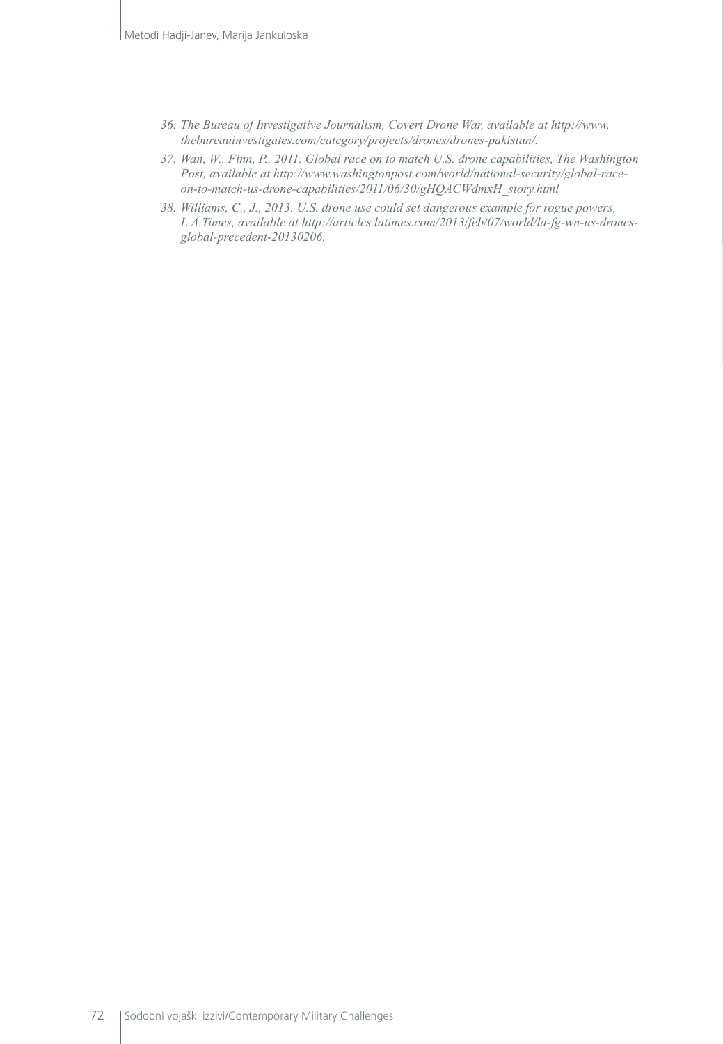36. *The Bureau of Investigative Journalism, Covert Drone War, available at http://www.thebureauinvestigates.com/category/projects/drones/drones-pakistan/.*
37. *Wan, W., Finn, P., 2011. Global race on to match U.S. drone capabilities, The Washington Post, available at http://www.washingtonpost.com/world/national-security/global-race-on-to-match-us-drone-capabilities/2011/06/30/gHQACWdmxH_story.html*
38. *Williams, C., J., 2013. U.S. drone use could set dangerous example for rogue powers, L.A.Times, available at http://articles.latimes.com/2013/feb/07/world/la-fg-wn-us-drones-global-precedent-20130206.*